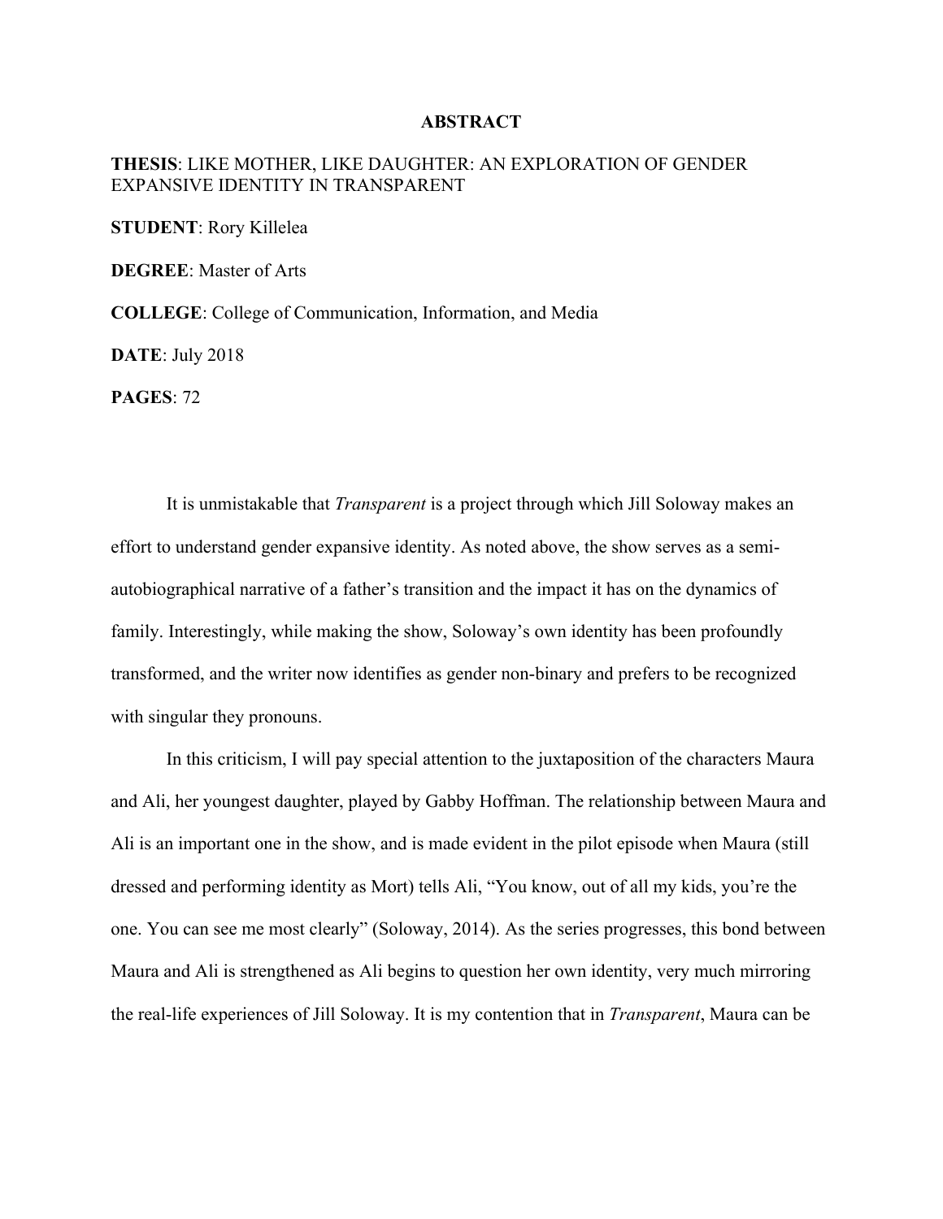# ABSTRACT

**THESIS**: LIKE MOTHER, LIKE DAUGHTER: AN EXPLORATION OF GENDER EXPANSIVE IDENTITY IN TRANSPARENT

**STUDENT**: Rory Killelea

**DEGREE**: Master of Arts

**COLLEGE**: College of Communication, Information, and Media

**DATE**: July 2018

**PAGES**: 72

It is unmistakable that *Transparent* is a project through which Jill Soloway makes an effort to understand gender expansive identity. As noted above, the show serves as a semi-autobiographical narrative of a father's transition and the impact it has on the dynamics of family. Interestingly, while making the show, Soloway's own identity has been profoundly transformed, and the writer now identifies as gender non-binary and prefers to be recognized with singular they pronouns.

In this criticism, I will pay special attention to the juxtaposition of the characters Maura and Ali, her youngest daughter, played by Gabby Hoffman. The relationship between Maura and Ali is an important one in the show, and is made evident in the pilot episode when Maura (still dressed and performing identity as Mort) tells Ali, "You know, out of all my kids, you're the one. You can see me most clearly" (Soloway, 2014). As the series progresses, this bond between Maura and Ali is strengthened as Ali begins to question her own identity, very much mirroring the real-life experiences of Jill Soloway. It is my contention that in *Transparent*, Maura can be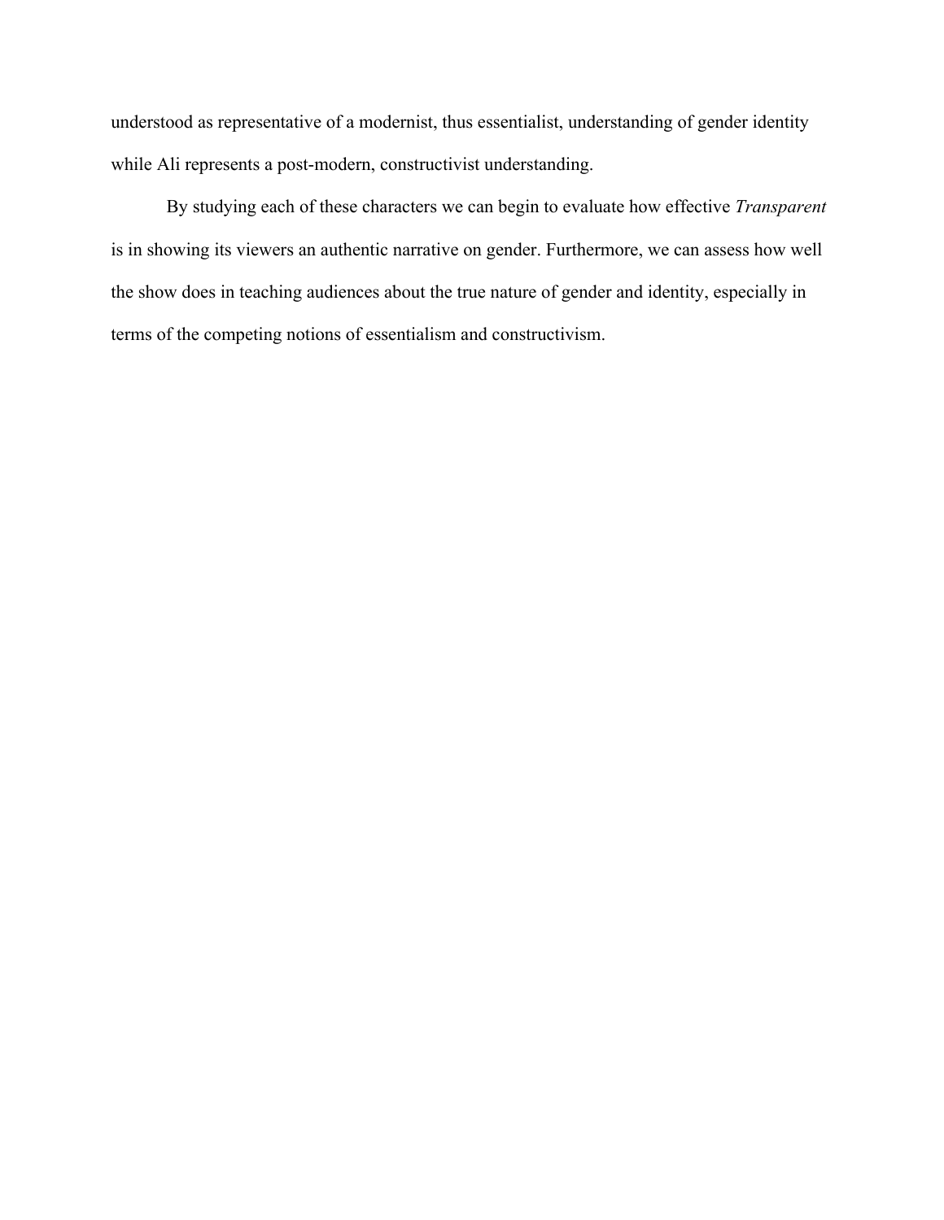understood as representative of a modernist, thus essentialist, understanding of gender identity while Ali represents a post-modern, constructivist understanding.

By studying each of these characters we can begin to evaluate how effective *Transparent* is in showing its viewers an authentic narrative on gender. Furthermore, we can assess how well the show does in teaching audiences about the true nature of gender and identity, especially in terms of the competing notions of essentialism and constructivism.